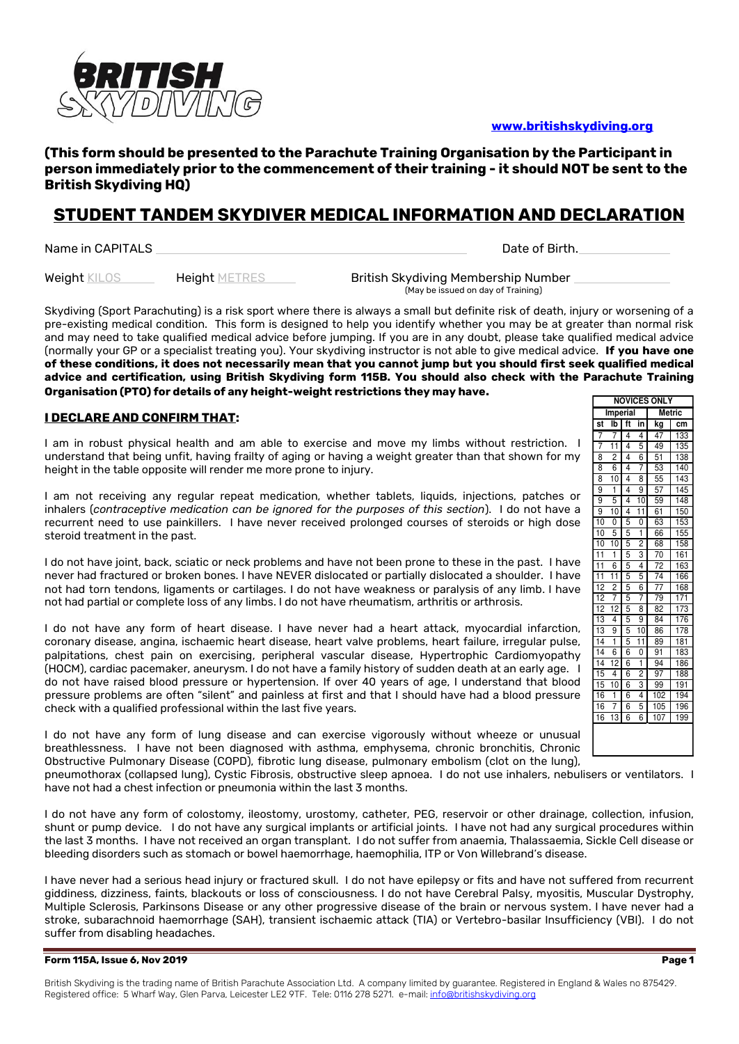**www.britishskydiving.org**

**(This form should be presented to the Parachute Training Organisation by the Participant in person immediately prior to the commencement of their training - it should NOT be sent to the British Skydiving HQ)**

# STUDENT TANDEM SKYDIVER MEDICAL INFORMATION AND DECLARATION

Name in CAPITALS ______________________________ Date of Birth. ____________

Weight KILOS ______ Height METRES ______ British Skydiving Membership Number ____________
(May be issued on day of Training)

Skydiving (Sport Parachuting) is a risk sport where there is always a small but definite risk of death, injury or worsening of a pre-existing medical condition. This form is designed to help you identify whether you may be at greater than normal risk and may need to take qualified medical advice before jumping. If you are in any doubt, please take qualified medical advice (normally your GP or a specialist treating you). Your skydiving instructor is not able to give medical advice. **If you have one of these conditions, it does not necessarily mean that you cannot jump but you should first seek qualified medical advice and certification, using British Skydiving form 115B. You should also check with the Parachute Training Organisation (PTO) for details of any height-weight restrictions they may have.**

| NOVICES ONLY | | | | | |
|---|---|---|---|---|---|
| Imperial | | | | Metric | |
| st | lb | ft | in | kg | cm |
| 7 | 7 | 4 | 4 | 47 | 133 |
| 7 | 11 | 4 | 5 | 49 | 135 |
| 8 | 2 | 4 | 6 | 51 | 138 |
| 8 | 6 | 4 | 7 | 53 | 140 |
| 8 | 10 | 4 | 8 | 55 | 143 |
| 9 | 1 | 4 | 9 | 57 | 145 |
| 9 | 5 | 4 | 10 | 59 | 148 |
| 9 | 10 | 4 | 11 | 61 | 150 |
| 10 | 0 | 5 | 0 | 63 | 153 |
| 10 | 5 | 5 | 1 | 66 | 155 |
| 10 | 10 | 5 | 2 | 68 | 158 |
| 11 | 1 | 5 | 3 | 70 | 161 |
| 11 | 6 | 5 | 4 | 72 | 163 |
| 11 | 11 | 5 | 5 | 74 | 166 |
| 12 | 2 | 5 | 6 | 77 | 168 |
| 12 | 7 | 5 | 7 | 79 | 171 |
| 12 | 12 | 5 | 8 | 82 | 173 |
| 13 | 4 | 5 | 9 | 84 | 176 |
| 13 | 9 | 5 | 10 | 86 | 178 |
| 14 | 1 | 5 | 11 | 89 | 181 |
| 14 | 6 | 6 | 0 | 91 | 183 |
| 14 | 12 | 6 | 1 | 94 | 186 |
| 15 | 4 | 6 | 2 | 97 | 188 |
| 15 | 10 | 6 | 3 | 99 | 191 |
| 16 | 1 | 6 | 4 | 102 | 194 |
| 16 | 7 | 6 | 5 | 105 | 196 |
| 16 | 13 | 6 | 6 | 107 | 199 |

## I DECLARE AND CONFIRM THAT:

I am in robust physical health and am able to exercise and move my limbs without restriction. I understand that being unfit, having frailty of aging or having a weight greater than that shown for my height in the table opposite will render me more prone to injury.

I am not receiving any regular repeat medication, whether tablets, liquids, injections, patches or inhalers (*contraceptive medication can be ignored for the purposes of this section*). I do not have a recurrent need to use painkillers. I have never received prolonged courses of steroids or high dose steroid treatment in the past.

I do not have joint, back, sciatic or neck problems and have not been prone to these in the past. I have never had fractured or broken bones. I have NEVER dislocated or partially dislocated a shoulder. I have not had torn tendons, ligaments or cartilages. I do not have weakness or paralysis of any limb. I have not had partial or complete loss of any limbs. I do not have rheumatism, arthritis or arthrosis.

I do not have any form of heart disease. I have never had a heart attack, myocardial infarction, coronary disease, angina, ischaemic heart disease, heart valve problems, heart failure, irregular pulse, palpitations, chest pain on exercising, peripheral vascular disease, Hypertrophic Cardiomyopathy (HOCM), cardiac pacemaker, aneurysm. I do not have a family history of sudden death at an early age. I do not have raised blood pressure or hypertension. If over 40 years of age, I understand that blood pressure problems are often "silent" and painless at first and that I should have had a blood pressure check with a qualified professional within the last five years.

I do not have any form of lung disease and can exercise vigorously without wheeze or unusual breathlessness. I have not been diagnosed with asthma, emphysema, chronic bronchitis, Chronic Obstructive Pulmonary Disease (COPD), fibrotic lung disease, pulmonary embolism (clot on the lung), pneumothorax (collapsed lung), Cystic Fibrosis, obstructive sleep apnoea. I do not use inhalers, nebulisers or ventilators. I have not had a chest infection or pneumonia within the last 3 months.

I do not have any form of colostomy, ileostomy, urostomy, catheter, PEG, reservoir or other drainage, collection, infusion, shunt or pump device. I do not have any surgical implants or artificial joints. I have not had any surgical procedures within the last 3 months. I have not received an organ transplant. I do not suffer from anaemia, Thalassaemia, Sickle Cell disease or bleeding disorders such as stomach or bowel haemorrhage, haemophilia, ITP or Von Willebrand's disease.

I have never had a serious head injury or fractured skull. I do not have epilepsy or fits and have not suffered from recurrent giddiness, dizziness, faints, blackouts or loss of consciousness. I do not have Cerebral Palsy, myositis, Muscular Dystrophy, Multiple Sclerosis, Parkinsons Disease or any other progressive disease of the brain or nervous system. I have never had a stroke, subarachnoid haemorrhage (SAH), transient ischaemic attack (TIA) or Vertebro-basilar Insufficiency (VBI). I do not suffer from disabling headaches.

**Form 115A, Issue 6, Nov 2019**

British Skydiving is the trading name of British Parachute Association Ltd. A company limited by guarantee. Registered in England & Wales no 875429. Registered office: 5 Wharf Way, Glen Parva, Leicester LE2 9TF. Tele: 0116 278 5271. e-mail: info@britishskydiving.org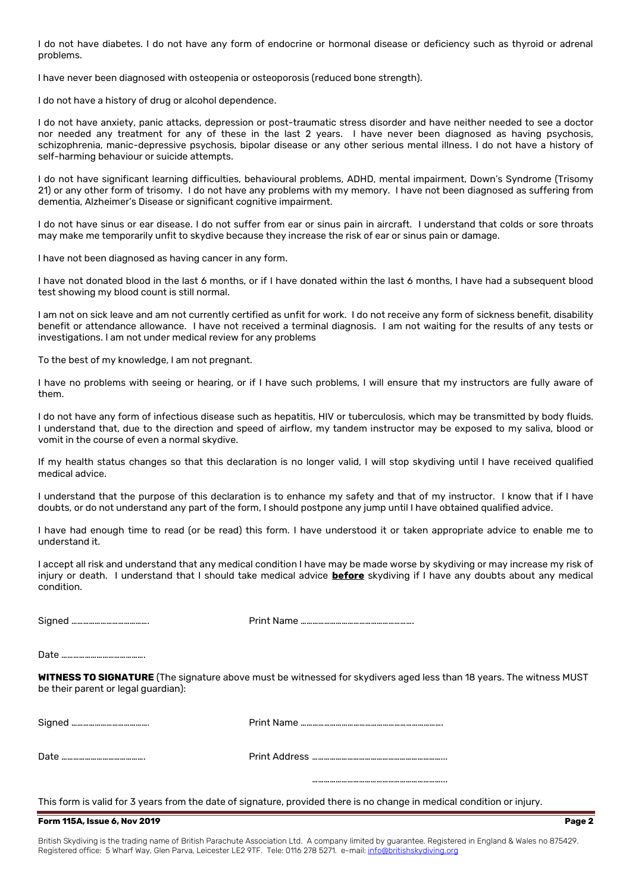I do not have diabetes. I do not have any form of endocrine or hormonal disease or deficiency such as thyroid or adrenal problems.

I have never been diagnosed with osteopenia or osteoporosis (reduced bone strength).

I do not have a history of drug or alcohol dependence.

I do not have anxiety, panic attacks, depression or post-traumatic stress disorder and have neither needed to see a doctor nor needed any treatment for any of these in the last 2 years. I have never been diagnosed as having psychosis, schizophrenia, manic-depressive psychosis, bipolar disease or any other serious mental illness. I do not have a history of self-harming behaviour or suicide attempts.

I do not have significant learning difficulties, behavioural problems, ADHD, mental impairment, Down's Syndrome (Trisomy 21) or any other form of trisomy. I do not have any problems with my memory. I have not been diagnosed as suffering from dementia, Alzheimer's Disease or significant cognitive impairment.

I do not have sinus or ear disease. I do not suffer from ear or sinus pain in aircraft. I understand that colds or sore throats may make me temporarily unfit to skydive because they increase the risk of ear or sinus pain or damage.

I have not been diagnosed as having cancer in any form.

I have not donated blood in the last 6 months, or if I have donated within the last 6 months, I have had a subsequent blood test showing my blood count is still normal.

I am not on sick leave and am not currently certified as unfit for work. I do not receive any form of sickness benefit, disability benefit or attendance allowance. I have not received a terminal diagnosis. I am not waiting for the results of any tests or investigations. I am not under medical review for any problems

To the best of my knowledge, I am not pregnant.

I have no problems with seeing or hearing, or if I have such problems, I will ensure that my instructors are fully aware of them.

I do not have any form of infectious disease such as hepatitis, HIV or tuberculosis, which may be transmitted by body fluids. I understand that, due to the direction and speed of airflow, my tandem instructor may be exposed to my saliva, blood or vomit in the course of even a normal skydive.

If my health status changes so that this declaration is no longer valid, I will stop skydiving until I have received qualified medical advice.

I understand that the purpose of this declaration is to enhance my safety and that of my instructor. I know that if I have doubts, or do not understand any part of the form, I should postpone any jump until I have obtained qualified advice.

I have had enough time to read (or be read) this form. I have understood it or taken appropriate advice to enable me to understand it.

I accept all risk and understand that any medical condition I have may be made worse by skydiving or may increase my risk of injury or death. I understand that I should take medical advice **before** skydiving if I have any doubts about any medical condition.

Signed ………………………………… Print Name …………………………………………………

Date ……………………………………

**WITNESS TO SIGNATURE** (The signature above must be witnessed for skydivers aged less than 18 years. The witness MUST be their parent or legal guardian):

Signed ………………………………… Print Name ……………………………………………………………

Date …………………………………… Print Address …………………………………………………………

…………………………………………………………

This form is valid for 3 years from the date of signature, provided there is no change in medical condition or injury.

**Form 115A, Issue 6, Nov 2019**

British Skydiving is the trading name of British Parachute Association Ltd. A company limited by guarantee. Registered in England & Wales no 875429. Registered office: 5 Wharf Way, Glen Parva, Leicester LE2 9TF. Tele: 0116 278 5271. e-mail: info@britishskydiving.org